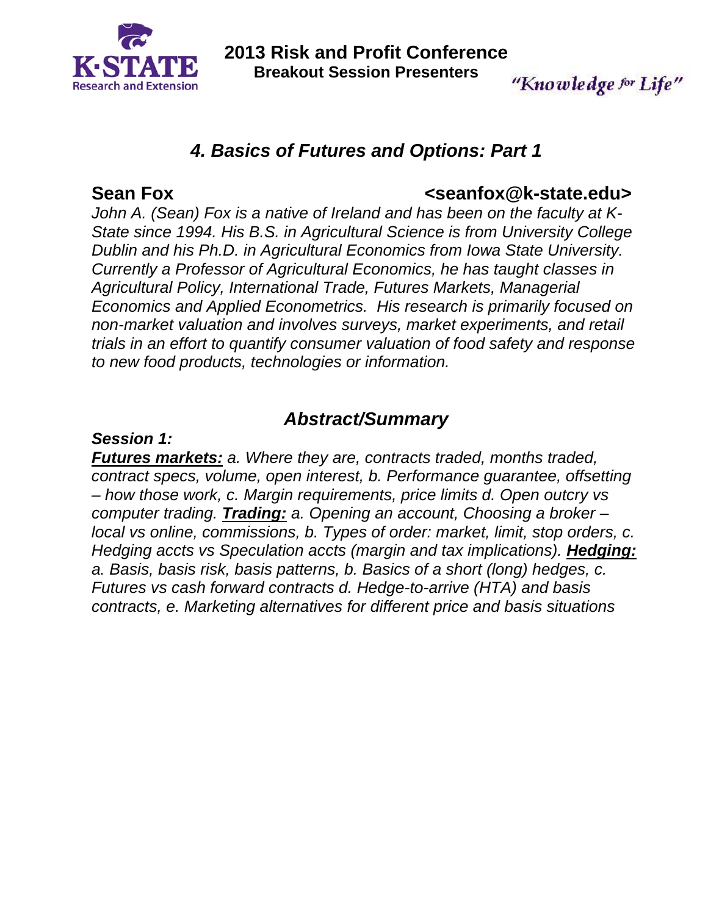K·STATE Research and Extension

**2013 Risk and Profit Conference**
**Breakout Session Presenters**

*"Knowledge for Life"*

# *4. Basics of Futures and Options: Part 1*

**Sean Fox** **<seanfox@k-state.edu>**

*John A. (Sean) Fox is a native of Ireland and has been on the faculty at K-State since 1994. His B.S. in Agricultural Science is from University College Dublin and his Ph.D. in Agricultural Economics from Iowa State University. Currently a Professor of Agricultural Economics, he has taught classes in Agricultural Policy, International Trade, Futures Markets, Managerial Economics and Applied Econometrics. His research is primarily focused on non-market valuation and involves surveys, market experiments, and retail trials in an effort to quantify consumer valuation of food safety and response to new food products, technologies or information.*

## *Abstract/Summary*

***Session 1:***

***Futures markets:*** *a. Where they are, contracts traded, months traded, contract specs, volume, open interest, b. Performance guarantee, offsetting – how those work, c. Margin requirements, price limits d. Open outcry vs computer trading.* ***Trading:*** *a. Opening an account, Choosing a broker – local vs online, commissions, b. Types of order: market, limit, stop orders, c. Hedging accts vs Speculation accts (margin and tax implications).* ***Hedging:*** *a. Basis, basis risk, basis patterns, b. Basics of a short (long) hedges, c. Futures vs cash forward contracts d. Hedge-to-arrive (HTA) and basis contracts, e. Marketing alternatives for different price and basis situations*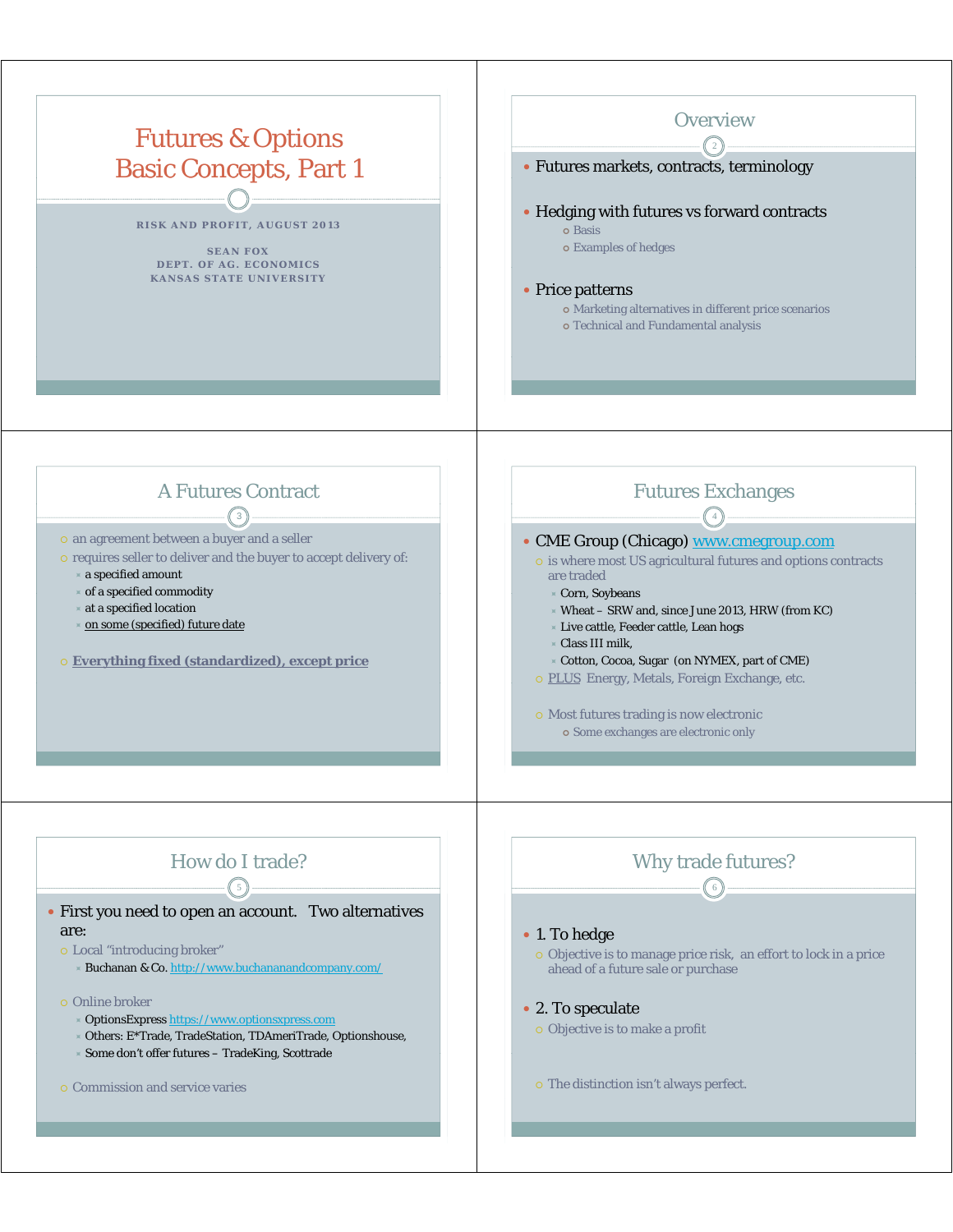# Futures & Options
# Basic Concepts, Part 1

RISK AND PROFIT, AUGUST 2013

SEAN FOX
DEPT. OF AG. ECONOMICS
KANSAS STATE UNIVERSITY

## Overview

- Futures markets, contracts, terminology
- Hedging with futures vs forward contracts
  - Basis
  - Examples of hedges
- Price patterns
  - Marketing alternatives in different price scenarios
  - Technical and Fundamental analysis

## A Futures Contract

- an agreement between a buyer and a seller
- requires seller to deliver and the buyer to accept delivery of:
  - a specified amount
  - of a specified commodity
  - at a specified location
  - on some (specified) future date
- **Everything fixed (standardized), except price**

## Futures Exchanges

- CME Group (Chicago) www.cmegroup.com
  - is where most US agricultural futures and options contracts are traded
    - Corn, Soybeans
    - Wheat – SRW and, since June 2013, HRW (from KC)
    - Live cattle, Feeder cattle, Lean hogs
    - Class III milk,
    - Cotton, Cocoa, Sugar (on NYMEX, part of CME)
  - PLUS Energy, Metals, Foreign Exchange, etc.
  - Most futures trading is now electronic
    - Some exchanges are electronic only

## How do I trade?

- First you need to open an account. Two alternatives are:
  - Local "introducing broker"
    - Buchanan & Co. http://www.buchananandcompany.com/
  - Online broker
    - OptionsExpress https://www.optionsxpress.com
    - Others: E*Trade, TradeStation, TDAmeriTrade, Optionshouse,
    - Some don't offer futures – TradeKing, Scottrade
  - Commission and service varies

## Why trade futures?

- 1. To hedge
  - Objective is to manage price risk, an effort to lock in a price ahead of a future sale or purchase
- 2. To speculate
  - Objective is to make a profit
  - The distinction isn't always perfect.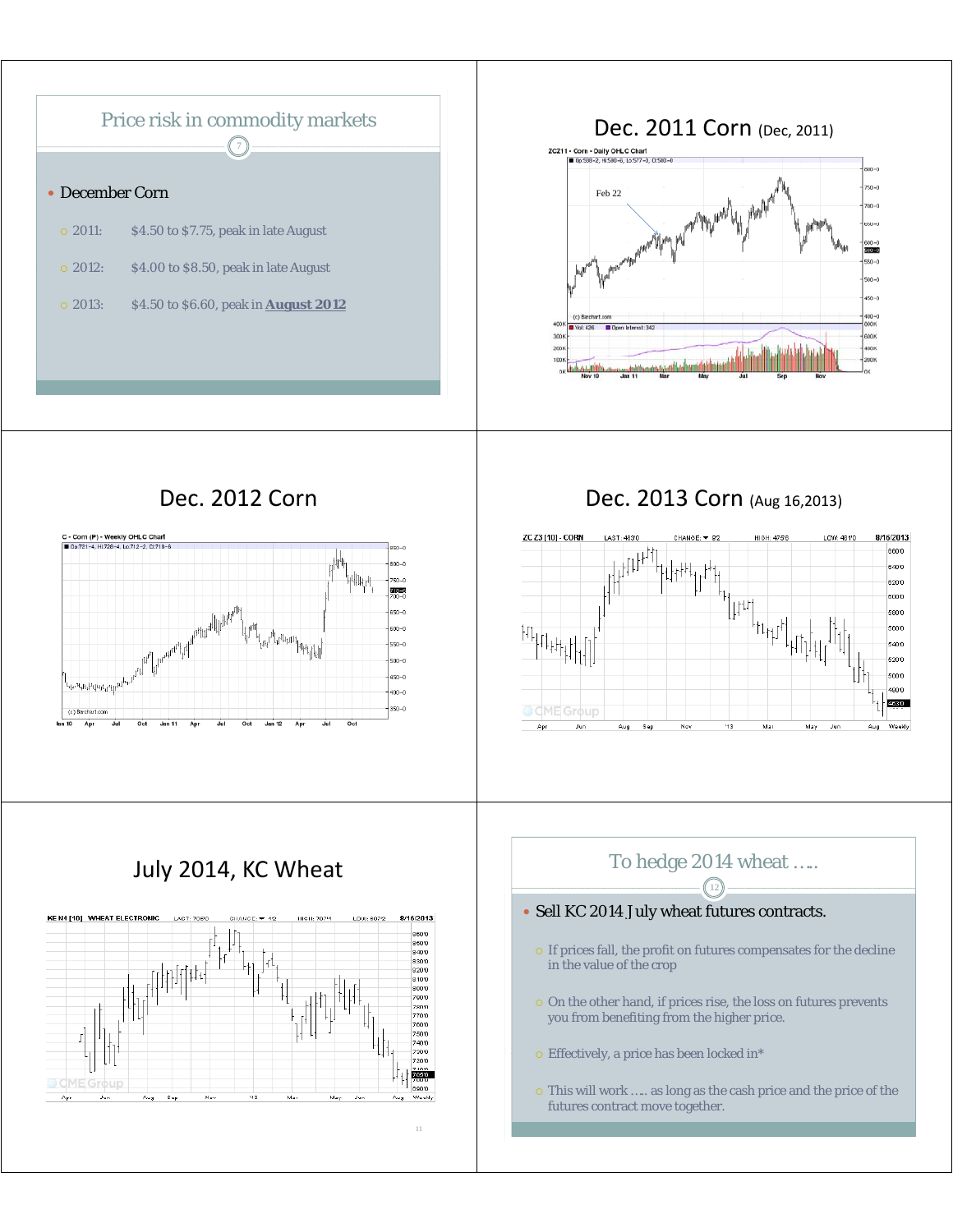## Price risk in commodity markets

- December Corn
  - 2011: $4.50 to $7.75, peak in late August
  - 2012: $4.00 to $8.50, peak in late August
  - 2013: $4.50 to $6.60, peak in **August 2012**

## Dec. 2011 Corn (Dec, 2011)

## Dec. 2012 Corn

## Dec. 2013 Corn (Aug 16,2013)

## July 2014, KC Wheat

## To hedge 2014 wheat …..

- Sell KC 2014 July wheat futures contracts.
  - If prices fall, the profit on futures compensates for the decline in the value of the crop
  - On the other hand, if prices rise, the loss on futures prevents you from benefiting from the higher price.
  - Effectively, a price has been locked in*
  - This will work ….. as long as the cash price and the price of the futures contract move together.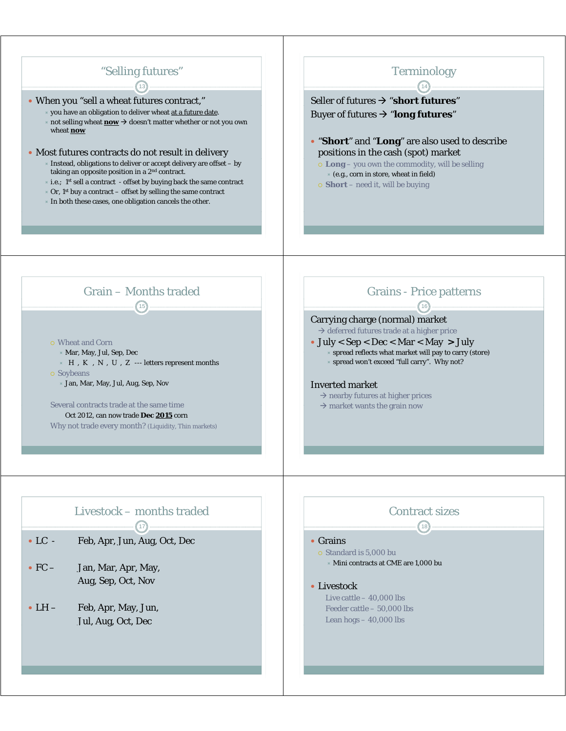## "Selling futures"

- When you "sell a wheat futures contract,"
  - you have an obligation to deliver wheat at a future date.
  - not selling wheat **now** → doesn't matter whether or not you own wheat **now**
- Most futures contracts do not result in delivery
  - Instead, obligations to deliver or accept delivery are offset – by taking an opposite position in a 2nd contract.
  - i.e.; 1st sell a contract - offset by buying back the same contract
  - Or, 1st buy a contract – offset by selling the same contract
  - In both these cases, one obligation cancels the other.

## Terminology

Seller of futures → "**short futures**"

Buyer of futures → "**long futures**"

- "**Short**" and "**Long**" are also used to describe positions in the cash (spot) market
  - **Long** – you own the commodity, will be selling
    - (e.g., corn in store, wheat in field)
  - **Short** – need it, will be buying

## Grain – Months traded

- Wheat and Corn
  - Mar, May, Jul, Sep, Dec
  - H , K , N , U , Z --- letters represent months
- Soybeans
  - Jan, Mar, May, Jul, Aug, Sep, Nov

Several contracts trade at the same time

Oct 2012, can now trade **Dec 2015** corn

Why not trade every month? (Liquidity, Thin markets)

## Grains - Price patterns

Carrying charge (normal) market

→ deferred futures trade at a higher price

- July < Sep < Dec < Mar < May > July
  - spread reflects what market will pay to carry (store)
  - spread won't exceed "full carry". Why not?

Inverted market

→ nearby futures at higher prices

→ market wants the grain now

## Livestock – months traded

- LC - Feb, Apr, Jun, Aug, Oct, Dec
- FC – Jan, Mar, Apr, May, Aug, Sep, Oct, Nov
- LH – Feb, Apr, May, Jun, Jul, Aug, Oct, Dec

## Contract sizes

- Grains
  - Standard is 5,000 bu
    - Mini contracts at CME are 1,000 bu
- Livestock
  - Live cattle – 40,000 lbs
  - Feeder cattle – 50,000 lbs
  - Lean hogs – 40,000 lbs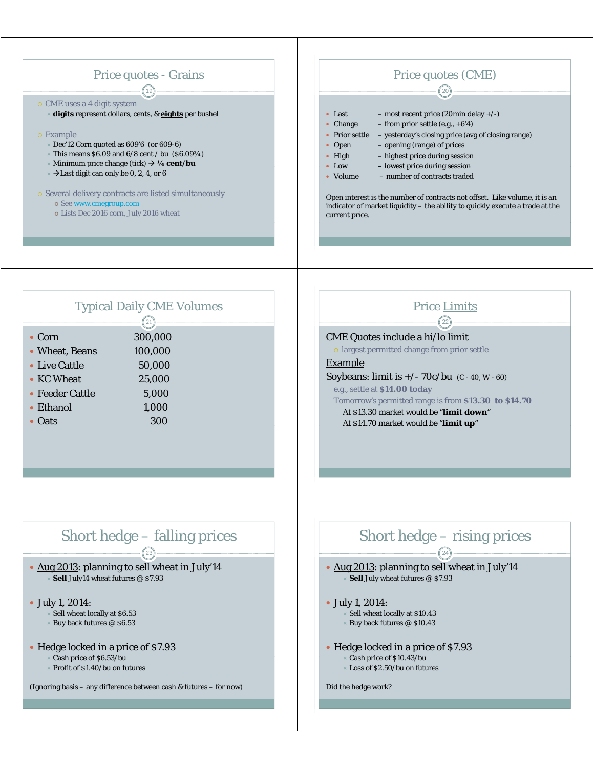## Price quotes - Grains

- CME uses a 4 digit system
  - **digits** represent dollars, cents, & **eights** per bushel
- Example
  - Dec'12 Corn quoted as 609'6 (or 609-6)
  - This means $6.09 and 6/8 cent / bu ($6.09¾)
  - Minimum price change (tick) → **¼ cent/bu**
  - → Last digit can only be 0, 2, 4, or 6
- Several delivery contracts are listed simultaneously
  - See www.cmegroup.com
  - Lists Dec 2016 corn, July 2016 wheat

## Price quotes (CME)

- Last – most recent price (20min delay +/-)
- Change – from prior settle (e.g., +6'4)
- Prior settle – yesterday's closing price (avg of closing range)
- Open – opening (range) of prices
- High – highest price during session
- Low – lowest price during session
- Volume – number of contracts traded

Open interest is the number of contracts not offset. Like volume, it is an indicator of market liquidity – the ability to quickly execute a trade at the current price.

## Typical Daily CME Volumes

| | |
|---|---|
| Corn | 300,000 |
| Wheat, Beans | 100,000 |
| Live Cattle | 50,000 |
| KC Wheat | 25,000 |
| Feeder Cattle | 5,000 |
| Ethanol | 1,000 |
| Oats | 300 |

## Price Limits

CME Quotes include a hi/lo limit
- largest permitted change from prior settle

Example

Soybeans: limit is +/- 70c/bu (C - 40, W - 60)
- e.g., settle at **$14.00 today**
- Tomorrow's permitted range is from **$13.30 to $14.70**
  - At $13.30 market would be "**limit down**"
  - At $14.70 market would be "**limit up**"

## Short hedge – falling prices

- Aug 2013: planning to sell wheat in July'14
  - **Sell** July14 wheat futures @ $7.93
- July 1, 2014:
  - Sell wheat locally at $6.53
  - Buy back futures @ $6.53
- Hedge locked in a price of $7.93
  - Cash price of $6.53/bu
  - Profit of $1.40/bu on futures

(Ignoring basis – any difference between cash & futures – for now)

## Short hedge – rising prices

- Aug 2013: planning to sell wheat in July'14
  - **Sell** July wheat futures @ $7.93
- July 1, 2014:
  - Sell wheat locally at $10.43
  - Buy back futures @ $10.43
- Hedge locked in a price of $7.93
  - Cash price of $10.43/bu
  - Loss of $2.50/bu on futures

Did the hedge work?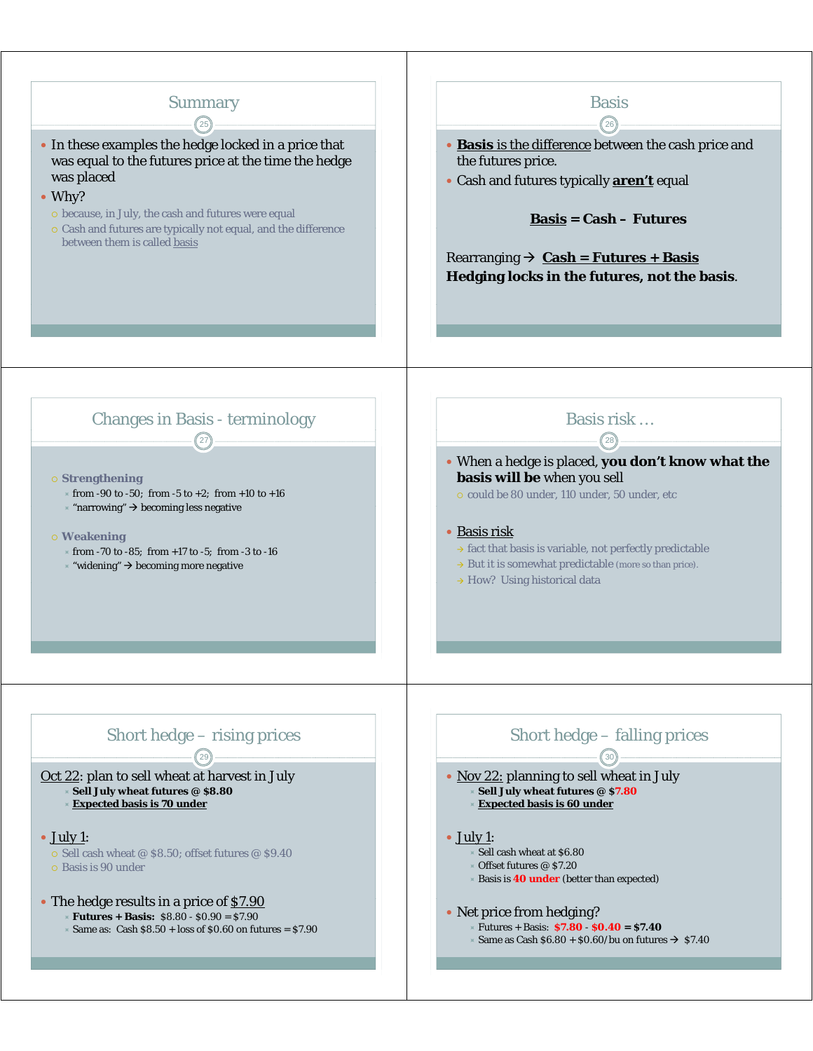## Summary

- In these examples the hedge locked in a price that was equal to the futures price at the time the hedge was placed
- Why?
  - because, in July, the cash and futures were equal
  - Cash and futures are typically not equal, and the difference between them is called basis

## Basis

- **Basis** is the difference between the cash price and the futures price.
- Cash and futures typically **aren't** equal

**Basis = Cash – Futures**

Rearranging → **Cash = Futures + Basis**

**Hedging locks in the futures, not the basis.**

## Changes in Basis - terminology

- **Strengthening**
  - from -90 to -50; from -5 to +2; from +10 to +16
  - "narrowing" → becoming less negative
- **Weakening**
  - from -70 to -85; from +17 to -5; from -3 to -16
  - "widening" → becoming more negative

## Basis risk …

- When a hedge is placed, **you don't know what the basis will be** when you sell
  - could be 80 under, 110 under, 50 under, etc
- Basis risk
  - fact that basis is variable, not perfectly predictable
  - But it is somewhat predictable (more so than price).
  - How? Using historical data

## Short hedge – rising prices

Oct 22: plan to sell wheat at harvest in July

- **Sell July wheat futures @ $8.80**
- **Expected basis is 70 under**

- July 1:
  - Sell cash wheat @ $8.50; offset futures @ $9.40
  - Basis is 90 under

- The hedge results in a price of $7.90
  - **Futures + Basis:** $8.80 - $0.90 = $7.90
  - Same as: Cash $8.50 + loss of $0.60 on futures = $7.90

## Short hedge – falling prices

- Nov 22: planning to sell wheat in July
  - **Sell July wheat futures @ $7.80**
  - **Expected basis is 60 under**

- July 1:
  - Sell cash wheat at $6.80
  - Offset futures @ $7.20
  - Basis is **40 under** (better than expected)

- Net price from hedging?
  - Futures + Basis: **$7.80 - $0.40 = $7.40**
  - Same as Cash $6.80 + $0.60/bu on futures → $7.40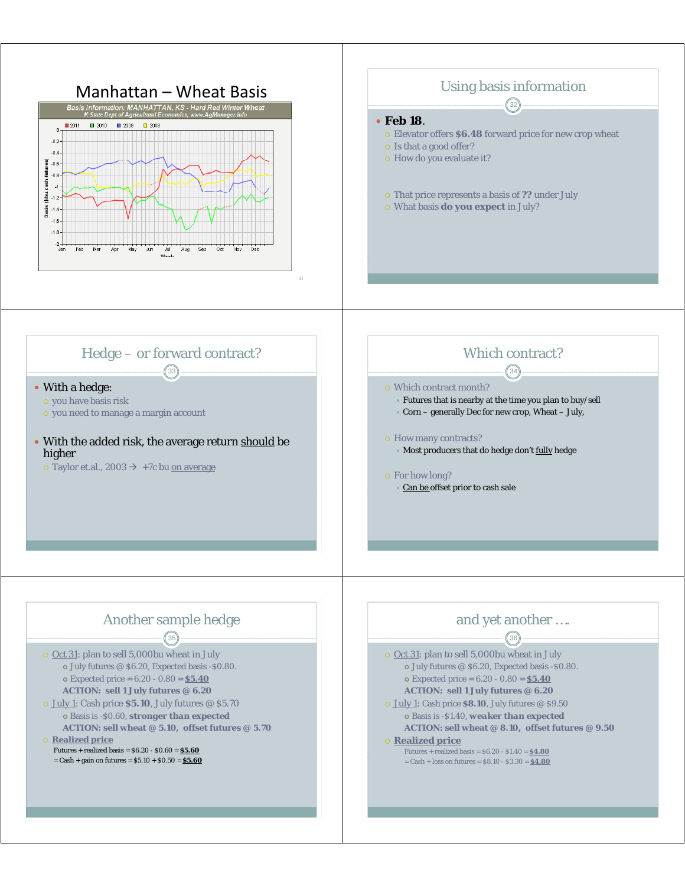# Manhattan – Wheat Basis

Basis Information: MANHATTAN, KS - Hard Red Winter Wheat
K-State Dept of Agricultural Economics, www.AgManager.info

2011 2010 2009 2008

Basis ($/bu cash-futures)

0, -0.2, -0.4, -0.6, -0.8, -1, -1.2, -1.4, -1.6, -1.8, -2

Jan Feb Mar Apr May Jun Jul Aug Sep Oct Nov Dec

Week

## Using basis information

- **Feb 18.**
  - Elevator offers **$6.48** forward price for new crop wheat
  - Is that a good offer?
  - How do you evaluate it?
  - That price represents a basis of **??** under July
  - What basis **do you expect** in July?

## Hedge – or forward contract?

- With a hedge:
  - you have basis risk
  - you need to manage a margin account
- With the added risk, the average return <u>should</u> be higher
  - Taylor et.al., 2003 → +7c bu <u>on average</u>

## Which contract?

- Which contract month?
  - Futures that is nearby at the time you plan to buy/sell
  - Corn – generally Dec for new crop, Wheat – July,
- How many contracts?
  - Most producers that do hedge don't <u>fully</u> hedge
- For how long?
  - <u>Can be</u> offset prior to cash sale

## Another sample hedge

- <u>Oct 31</u>: plan to sell 5,000bu wheat in July
  - July futures @ $6.20, Expected basis -$0.80.
  - Expected price = 6.20 - 0.80 = **<u>$5.40</u>**
  
  **ACTION: sell 1 July futures @ 6.20**
- <u>July 1</u>: Cash price **$5.10**, July futures @ $5.70
  - Basis is -$0.60, **stronger than expected**
  
  **ACTION: sell wheat @ 5.10, offset futures @ 5.70**
- **<u>Realized price</u>**
  
  Futures + realized basis = $6.20 - $0.60 = **<u>$5.60</u>**
  
  = Cash + gain on futures = $5.10 + $0.50 = **<u>$5.60</u>**

## and yet another ….

- <u>Oct 31</u>: plan to sell 5,000bu wheat in July
  - July futures @ $6.20, Expected basis -$0.80.
  - Expected price = 6.20 - 0.80 = **<u>$5.40</u>**
  
  **ACTION: sell 1 July futures @ 6.20**
- <u>July 1</u>: Cash price **$8.10**, July futures @ $9.50
  - Basis is -$1.40, **weaker than expected**
  
  **ACTION: sell wheat @ 8.10, offset futures @ 9.50**
- **<u>Realized price</u>**
  
  Futures + realized basis = $6.20 - $1.40 = **<u>$4.80</u>**
  
  = Cash + loss on futures = $8.10 - $3.30 = **<u>$4.80</u>**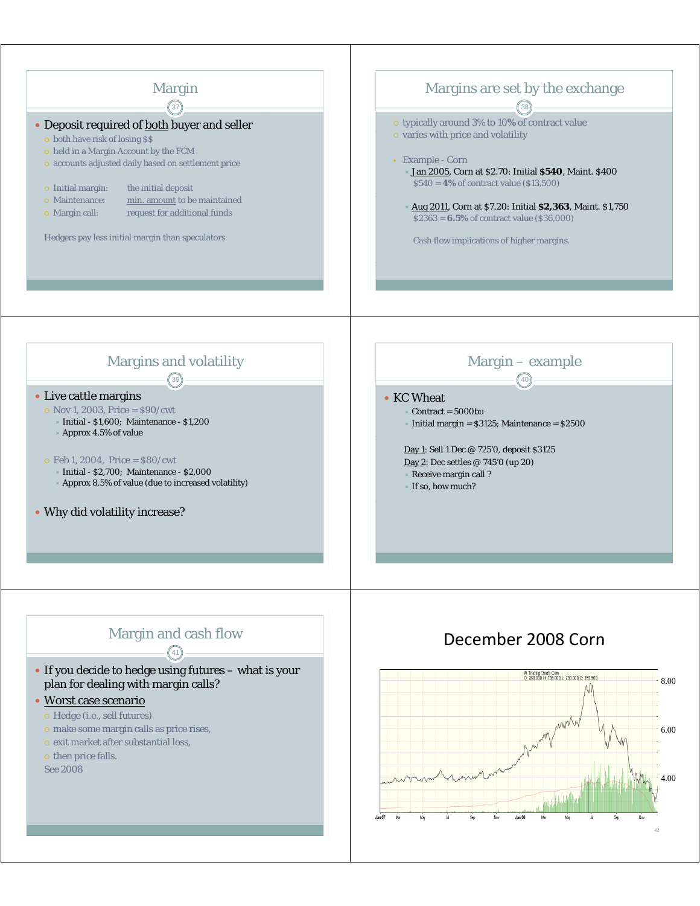## Margin

- Deposit required of both buyer and seller
  - both have risk of losing $$
  - held in a Margin Account by the FCM
  - accounts adjusted daily based on settlement price
  - Initial margin: the initial deposit
  - Maintenance: min. amount to be maintained
  - Margin call: request for additional funds

  Hedgers pay less initial margin than speculators

## Margins are set by the exchange

- typically around 3% to 10% of contract value
- varies with price and volatility
- Example - Corn
  - Jan 2005, Corn at $2.70: Initial **$540**, Maint. $400
    $540 = **4%** of contract value ($13,500)
  - Aug 2011, Corn at $7.20: Initial **$2,363**, Maint. $1,750
    $2363 = **6.5%** of contract value ($36,000)

  Cash flow implications of higher margins.

## Margins and volatility

- Live cattle margins
  - Nov 1, 2003, Price = $90/cwt
    - Initial - $1,600; Maintenance - $1,200
    - Approx 4.5% of value
  - Feb 1, 2004, Price = $80/cwt
    - Initial - $2,700; Maintenance - $2,000
    - Approx 8.5% of value (due to increased volatility)
- Why did volatility increase?

## Margin – example

- KC Wheat
  - Contract = 5000bu
  - Initial margin = $3125; Maintenance = $2500

Day 1: Sell 1 Dec @ 725'0, deposit $3125
Day 2: Dec settles @ 745'0 (up 20)
- Receive margin call ?
- If so, how much?

## Margin and cash flow

- If you decide to hedge using futures – what is your plan for dealing with margin calls?
- Worst case scenario
  - Hedge (i.e., sell futures)
  - make some margin calls as price rises,
  - exit market after substantial loss,
  - then price falls.

  See 2008

## December 2008 Corn

@ TradingCharts.Com
O: 380.000 H: 798.000 L: 290.000 C: 359.500

8.00
6.00
4.00

Jan 07 Mar May Jul Sep Nov Jan 08 Mar May Jul Sep Nov